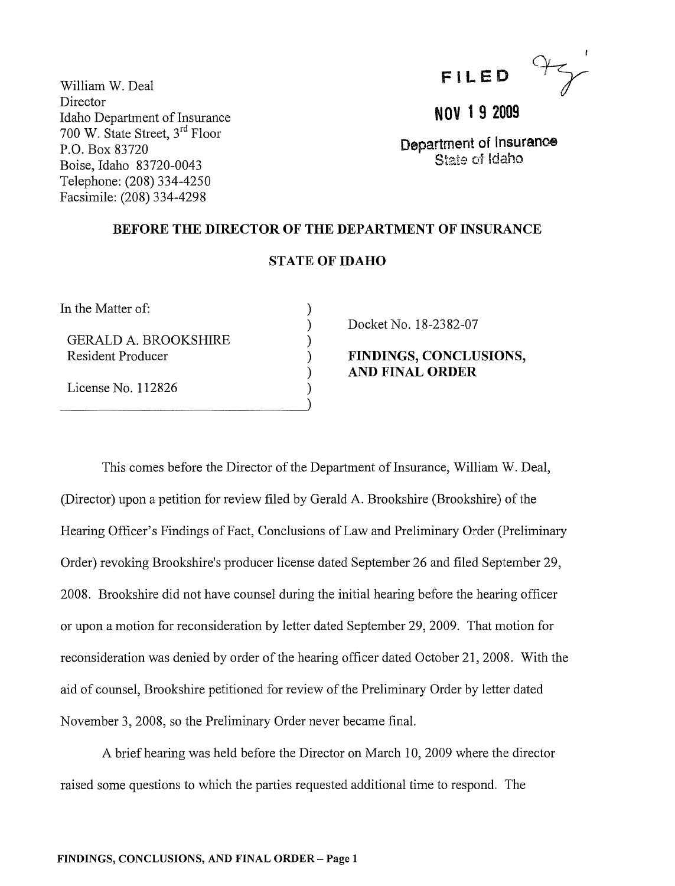William W. Deal
Director
Idaho Department of Insurance
700 W. State Street, 3rd Floor
P.O. Box 83720
Boise, Idaho 83720-0043
Telephone: (208) 334-4250
Facsimile: (208) 334-4298

**FILED**

**NOV 19 2009**

Department of Insurance
State of Idaho

**BEFORE THE DIRECTOR OF THE DEPARTMENT OF INSURANCE**

**STATE OF IDAHO**

In the Matter of:

GERALD A. BROOKSHIRE
Resident Producer

License No. 112826

Docket No. 18-2382-07

**FINDINGS, CONCLUSIONS, AND FINAL ORDER**

This comes before the Director of the Department of Insurance, William W. Deal, (Director) upon a petition for review filed by Gerald A. Brookshire (Brookshire) of the Hearing Officer's Findings of Fact, Conclusions of Law and Preliminary Order (Preliminary Order) revoking Brookshire's producer license dated September 26 and filed September 29, 2008. Brookshire did not have counsel during the initial hearing before the hearing officer or upon a motion for reconsideration by letter dated September 29, 2009. That motion for reconsideration was denied by order of the hearing officer dated October 21, 2008. With the aid of counsel, Brookshire petitioned for review of the Preliminary Order by letter dated November 3, 2008, so the Preliminary Order never became final.

A brief hearing was held before the Director on March 10, 2009 where the director raised some questions to which the parties requested additional time to respond. The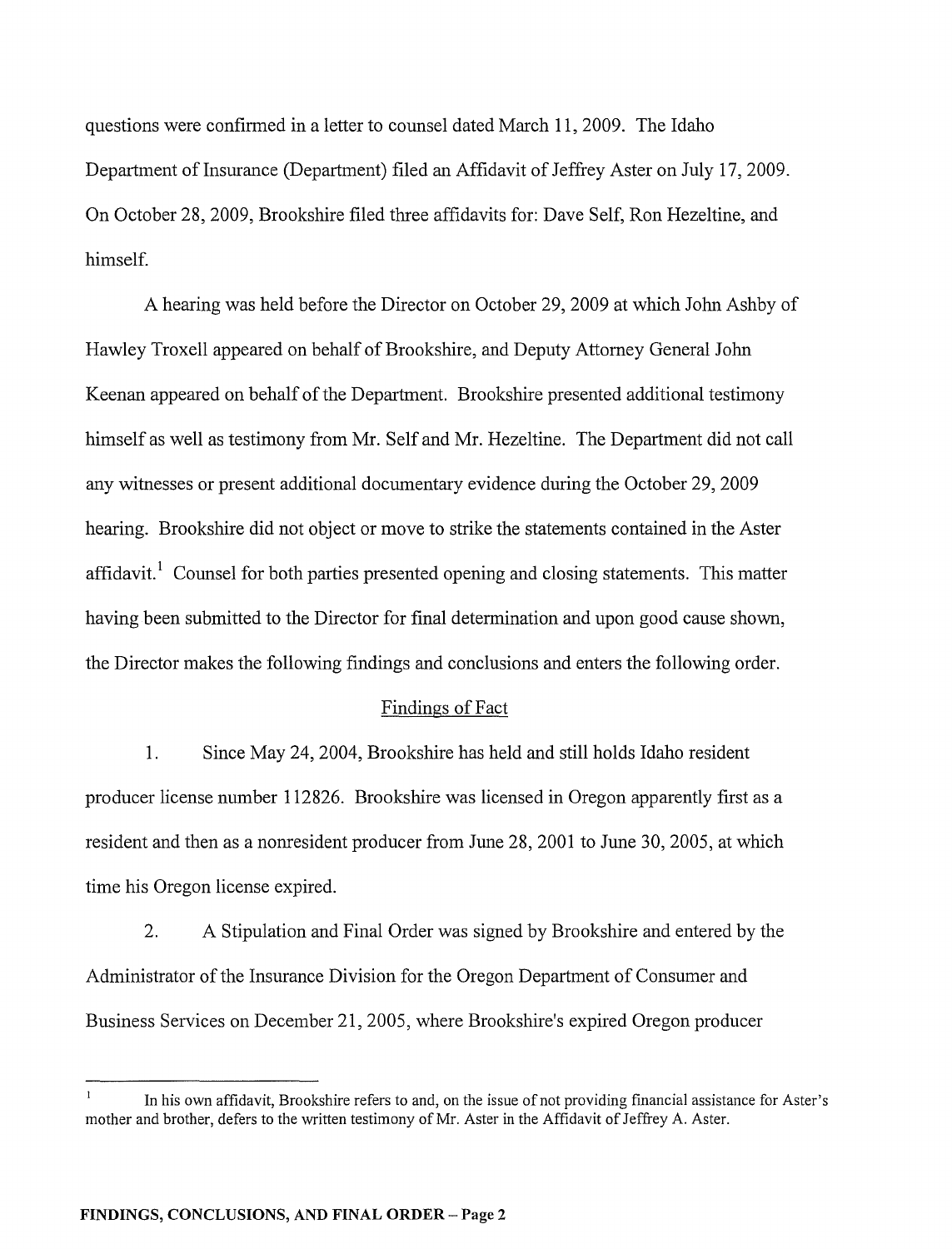questions were confirmed in a letter to counsel dated March 11, 2009. The Idaho Department of Insurance (Department) filed an Affidavit of Jeffrey Aster on July 17, 2009. On October 28, 2009, Brookshire filed three affidavits for: Dave Self, Ron Hezeltine, and himself.

A hearing was held before the Director on October 29, 2009 at which John Ashby of Hawley Troxell appeared on behalf of Brookshire, and Deputy Attorney General John Keenan appeared on behalf of the Department. Brookshire presented additional testimony himself as well as testimony from Mr. Self and Mr. Hezeltine. The Department did not call any witnesses or present additional documentary evidence during the October 29, 2009 hearing. Brookshire did not object or move to strike the statements contained in the Aster affidavit.[1] Counsel for both parties presented opening and closing statements. This matter having been submitted to the Director for final determination and upon good cause shown, the Director makes the following findings and conclusions and enters the following order.

## Findings of Fact

1. Since May 24, 2004, Brookshire has held and still holds Idaho resident producer license number 112826. Brookshire was licensed in Oregon apparently first as a resident and then as a nonresident producer from June 28, 2001 to June 30, 2005, at which time his Oregon license expired.

2. A Stipulation and Final Order was signed by Brookshire and entered by the Administrator of the Insurance Division for the Oregon Department of Consumer and Business Services on December 21, 2005, where Brookshire's expired Oregon producer

---

[1] In his own affidavit, Brookshire refers to and, on the issue of not providing financial assistance for Aster's mother and brother, defers to the written testimony of Mr. Aster in the Affidavit of Jeffrey A. Aster.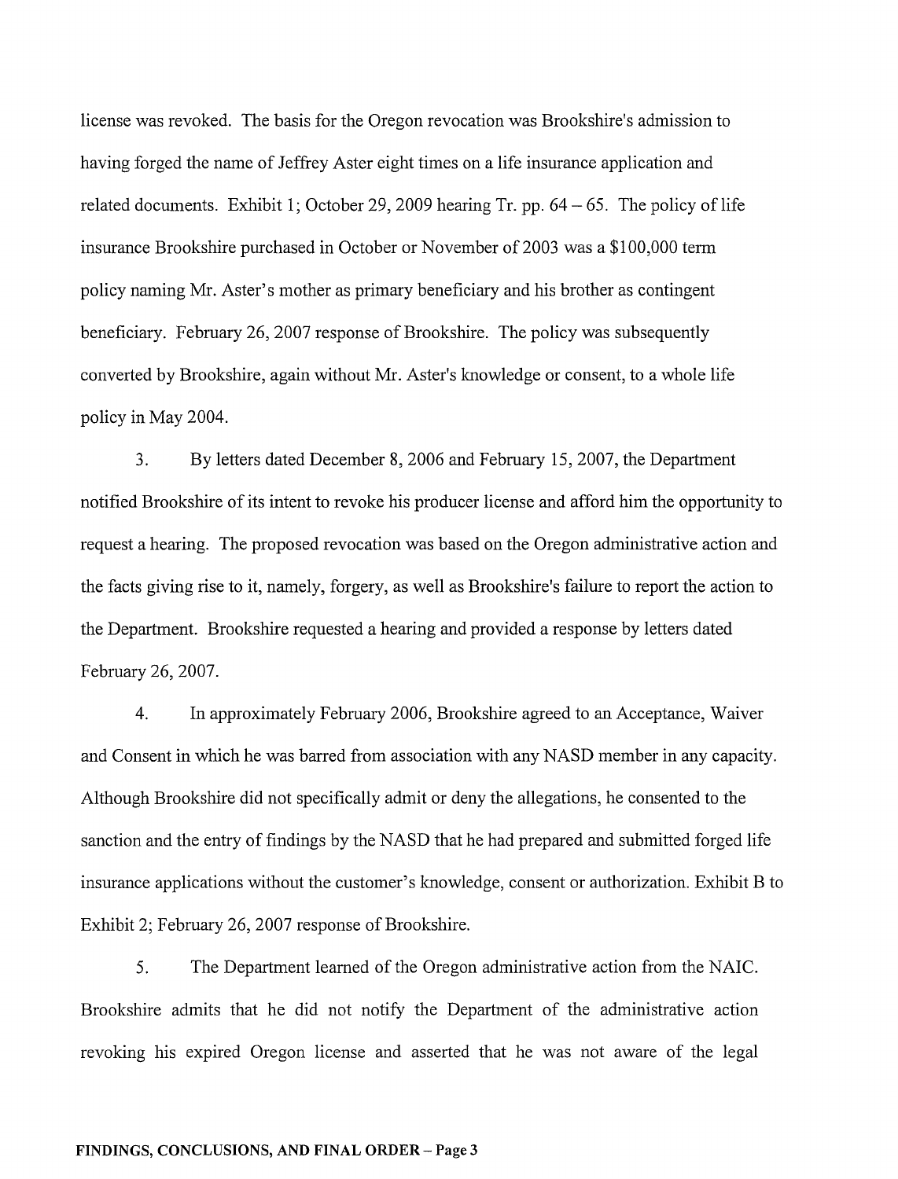license was revoked. The basis for the Oregon revocation was Brookshire's admission to having forged the name of Jeffrey Aster eight times on a life insurance application and related documents. Exhibit 1; October 29, 2009 hearing Tr. pp. 64 – 65. The policy of life insurance Brookshire purchased in October or November of 2003 was a $100,000 term policy naming Mr. Aster's mother as primary beneficiary and his brother as contingent beneficiary. February 26, 2007 response of Brookshire. The policy was subsequently converted by Brookshire, again without Mr. Aster's knowledge or consent, to a whole life policy in May 2004.

3. By letters dated December 8, 2006 and February 15, 2007, the Department notified Brookshire of its intent to revoke his producer license and afford him the opportunity to request a hearing. The proposed revocation was based on the Oregon administrative action and the facts giving rise to it, namely, forgery, as well as Brookshire's failure to report the action to the Department. Brookshire requested a hearing and provided a response by letters dated February 26, 2007.

4. In approximately February 2006, Brookshire agreed to an Acceptance, Waiver and Consent in which he was barred from association with any NASD member in any capacity. Although Brookshire did not specifically admit or deny the allegations, he consented to the sanction and the entry of findings by the NASD that he had prepared and submitted forged life insurance applications without the customer's knowledge, consent or authorization. Exhibit B to Exhibit 2; February 26, 2007 response of Brookshire.

5. The Department learned of the Oregon administrative action from the NAIC. Brookshire admits that he did not notify the Department of the administrative action revoking his expired Oregon license and asserted that he was not aware of the legal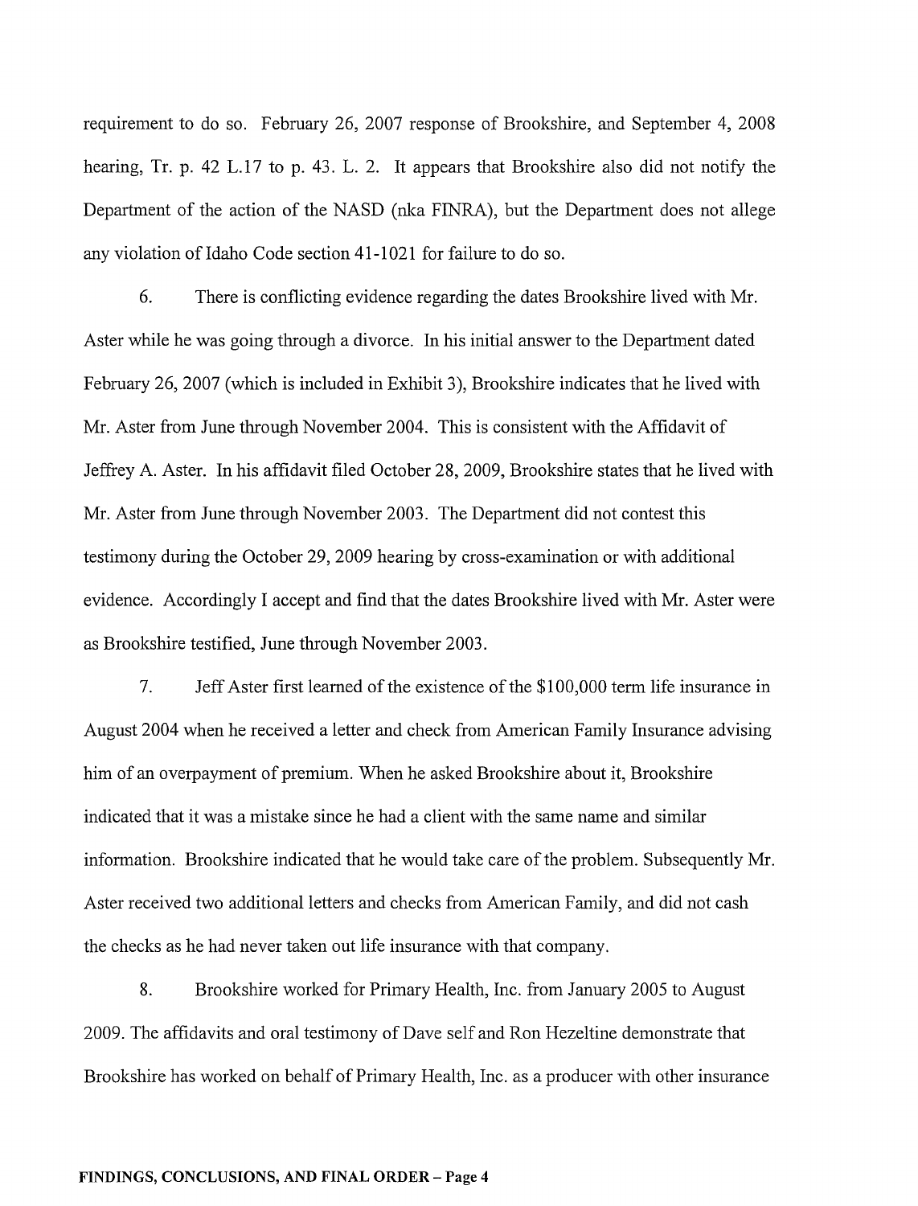requirement to do so. February 26, 2007 response of Brookshire, and September 4, 2008 hearing, Tr. p. 42 L.17 to p. 43. L. 2. It appears that Brookshire also did not notify the Department of the action of the NASD (nka FINRA), but the Department does not allege any violation of Idaho Code section 41-1021 for failure to do so.

6. There is conflicting evidence regarding the dates Brookshire lived with Mr. Aster while he was going through a divorce. In his initial answer to the Department dated February 26, 2007 (which is included in Exhibit 3), Brookshire indicates that he lived with Mr. Aster from June through November 2004. This is consistent with the Affidavit of Jeffrey A. Aster. In his affidavit filed October 28, 2009, Brookshire states that he lived with Mr. Aster from June through November 2003. The Department did not contest this testimony during the October 29, 2009 hearing by cross-examination or with additional evidence. Accordingly I accept and find that the dates Brookshire lived with Mr. Aster were as Brookshire testified, June through November 2003.

7. Jeff Aster first learned of the existence of the $100,000 term life insurance in August 2004 when he received a letter and check from American Family Insurance advising him of an overpayment of premium. When he asked Brookshire about it, Brookshire indicated that it was a mistake since he had a client with the same name and similar information. Brookshire indicated that he would take care of the problem. Subsequently Mr. Aster received two additional letters and checks from American Family, and did not cash the checks as he had never taken out life insurance with that company.

8. Brookshire worked for Primary Health, Inc. from January 2005 to August 2009. The affidavits and oral testimony of Dave self and Ron Hezeltine demonstrate that Brookshire has worked on behalf of Primary Health, Inc. as a producer with other insurance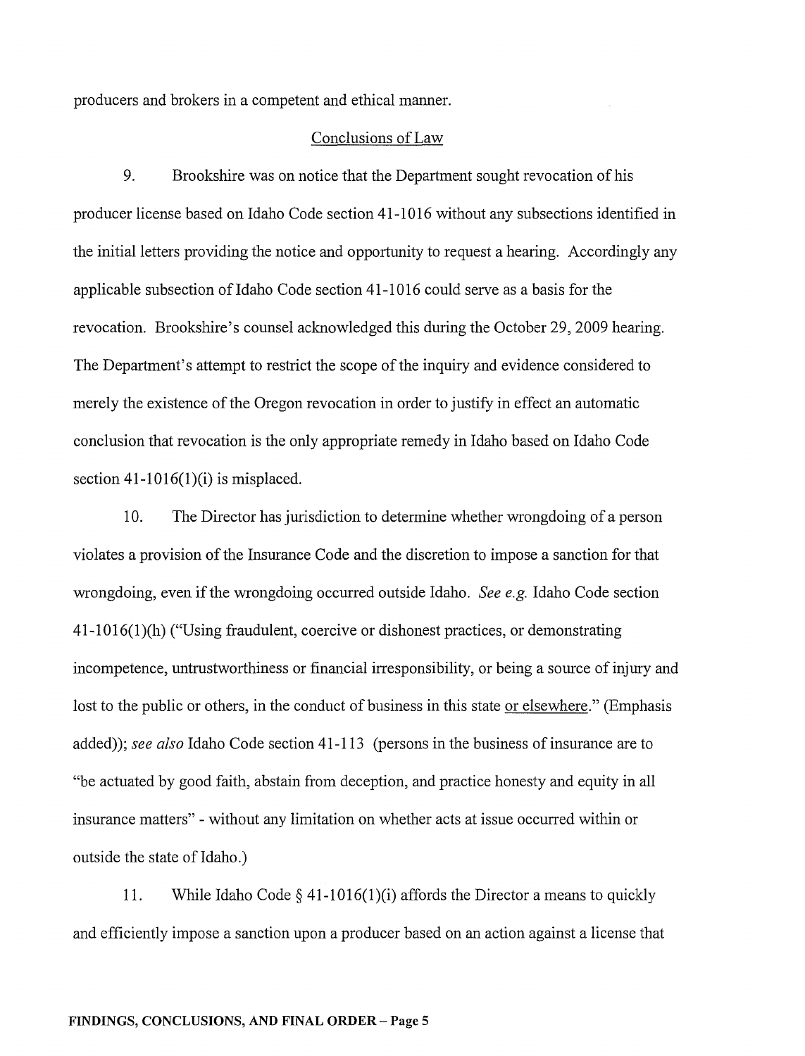producers and brokers in a competent and ethical manner.

## Conclusions of Law

9. Brookshire was on notice that the Department sought revocation of his producer license based on Idaho Code section 41-1016 without any subsections identified in the initial letters providing the notice and opportunity to request a hearing. Accordingly any applicable subsection of Idaho Code section 41-1016 could serve as a basis for the revocation. Brookshire's counsel acknowledged this during the October 29, 2009 hearing. The Department's attempt to restrict the scope of the inquiry and evidence considered to merely the existence of the Oregon revocation in order to justify in effect an automatic conclusion that revocation is the only appropriate remedy in Idaho based on Idaho Code section 41-1016(1)(i) is misplaced.

10. The Director has jurisdiction to determine whether wrongdoing of a person violates a provision of the Insurance Code and the discretion to impose a sanction for that wrongdoing, even if the wrongdoing occurred outside Idaho. *See e.g.* Idaho Code section 41-1016(1)(h) ("Using fraudulent, coercive or dishonest practices, or demonstrating incompetence, untrustworthiness or financial irresponsibility, or being a source of injury and lost to the public or others, in the conduct of business in this state or elsewhere." (Emphasis added)); *see also* Idaho Code section 41-113 (persons in the business of insurance are to "be actuated by good faith, abstain from deception, and practice honesty and equity in all insurance matters" - without any limitation on whether acts at issue occurred within or outside the state of Idaho.)

11. While Idaho Code § 41-1016(1)(i) affords the Director a means to quickly and efficiently impose a sanction upon a producer based on an action against a license that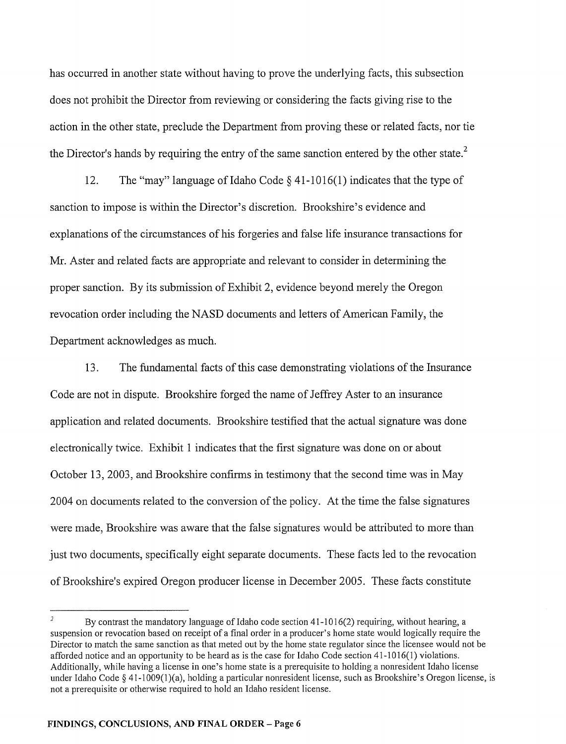has occurred in another state without having to prove the underlying facts, this subsection does not prohibit the Director from reviewing or considering the facts giving rise to the action in the other state, preclude the Department from proving these or related facts, nor tie the Director's hands by requiring the entry of the same sanction entered by the other state.[2]

12. The "may" language of Idaho Code § 41-1016(1) indicates that the type of sanction to impose is within the Director's discretion. Brookshire's evidence and explanations of the circumstances of his forgeries and false life insurance transactions for Mr. Aster and related facts are appropriate and relevant to consider in determining the proper sanction. By its submission of Exhibit 2, evidence beyond merely the Oregon revocation order including the NASD documents and letters of American Family, the Department acknowledges as much.

13. The fundamental facts of this case demonstrating violations of the Insurance Code are not in dispute. Brookshire forged the name of Jeffrey Aster to an insurance application and related documents. Brookshire testified that the actual signature was done electronically twice. Exhibit 1 indicates that the first signature was done on or about October 13, 2003, and Brookshire confirms in testimony that the second time was in May 2004 on documents related to the conversion of the policy. At the time the false signatures were made, Brookshire was aware that the false signatures would be attributed to more than just two documents, specifically eight separate documents. These facts led to the revocation of Brookshire's expired Oregon producer license in December 2005. These facts constitute

---

[2] By contrast the mandatory language of Idaho code section 41-1016(2) requiring, without hearing, a suspension or revocation based on receipt of a final order in a producer's home state would logically require the Director to match the same sanction as that meted out by the home state regulator since the licensee would not be afforded notice and an opportunity to be heard as is the case for Idaho Code section 41-1016(1) violations. Additionally, while having a license in one's home state is a prerequisite to holding a nonresident Idaho license under Idaho Code § 41-1009(1)(a), holding a particular nonresident license, such as Brookshire's Oregon license, is not a prerequisite or otherwise required to hold an Idaho resident license.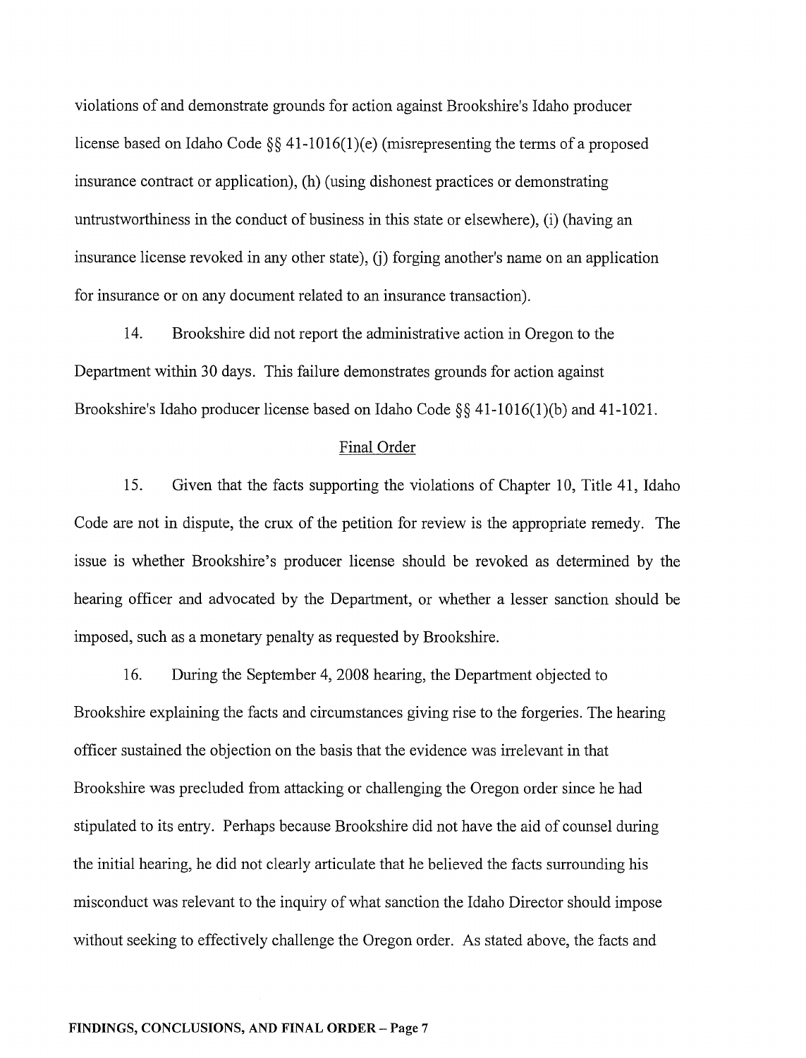violations of and demonstrate grounds for action against Brookshire's Idaho producer license based on Idaho Code §§ 41-1016(1)(e) (misrepresenting the terms of a proposed insurance contract or application), (h) (using dishonest practices or demonstrating untrustworthiness in the conduct of business in this state or elsewhere), (i) (having an insurance license revoked in any other state), (j) forging another's name on an application for insurance or on any document related to an insurance transaction).

14. Brookshire did not report the administrative action in Oregon to the Department within 30 days. This failure demonstrates grounds for action against Brookshire's Idaho producer license based on Idaho Code §§ 41-1016(1)(b) and 41-1021.

## Final Order

15. Given that the facts supporting the violations of Chapter 10, Title 41, Idaho Code are not in dispute, the crux of the petition for review is the appropriate remedy. The issue is whether Brookshire's producer license should be revoked as determined by the hearing officer and advocated by the Department, or whether a lesser sanction should be imposed, such as a monetary penalty as requested by Brookshire.

16. During the September 4, 2008 hearing, the Department objected to Brookshire explaining the facts and circumstances giving rise to the forgeries. The hearing officer sustained the objection on the basis that the evidence was irrelevant in that Brookshire was precluded from attacking or challenging the Oregon order since he had stipulated to its entry. Perhaps because Brookshire did not have the aid of counsel during the initial hearing, he did not clearly articulate that he believed the facts surrounding his misconduct was relevant to the inquiry of what sanction the Idaho Director should impose without seeking to effectively challenge the Oregon order. As stated above, the facts and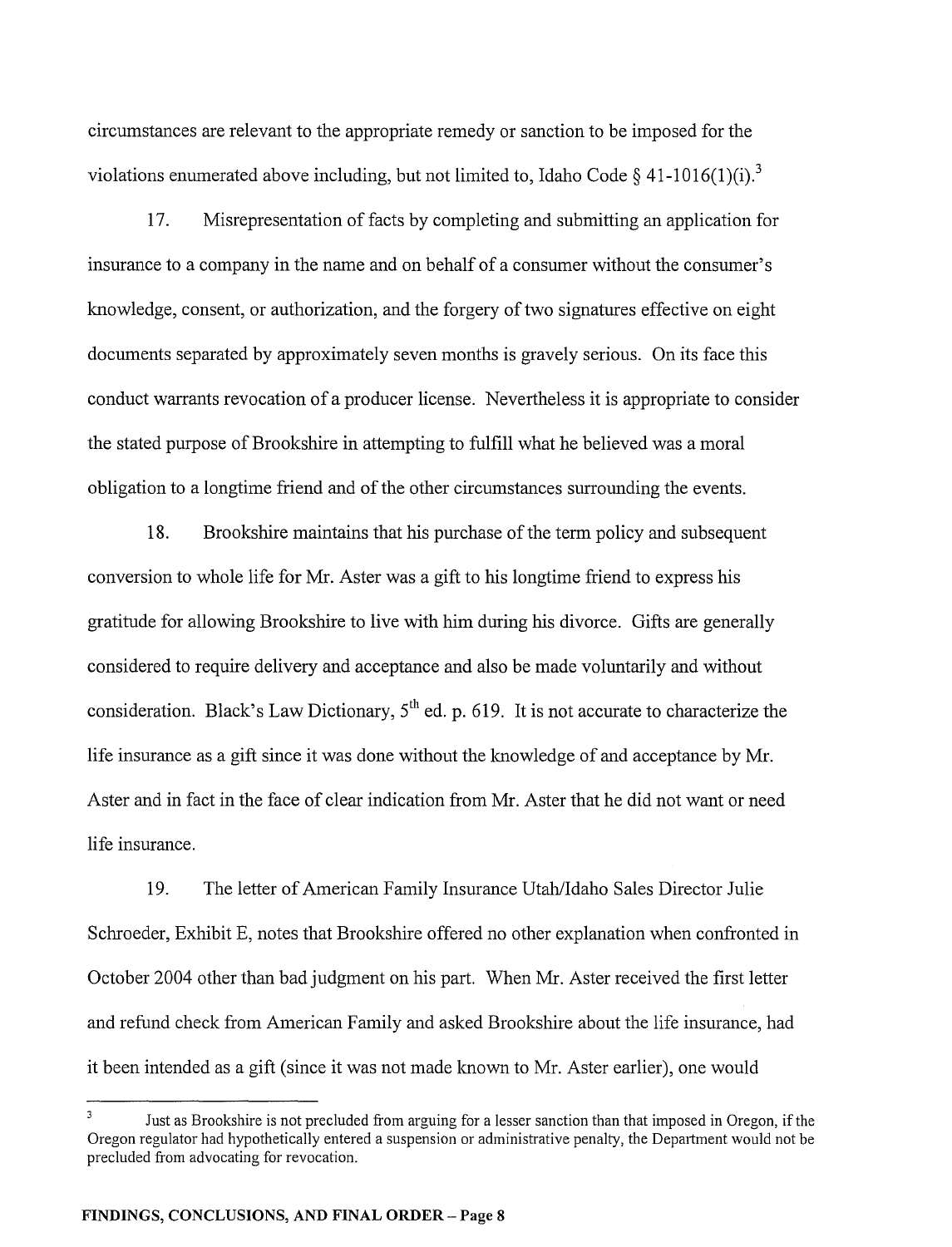circumstances are relevant to the appropriate remedy or sanction to be imposed for the violations enumerated above including, but not limited to, Idaho Code § 41-1016(1)(i).[3]

17. Misrepresentation of facts by completing and submitting an application for insurance to a company in the name and on behalf of a consumer without the consumer's knowledge, consent, or authorization, and the forgery of two signatures effective on eight documents separated by approximately seven months is gravely serious. On its face this conduct warrants revocation of a producer license. Nevertheless it is appropriate to consider the stated purpose of Brookshire in attempting to fulfill what he believed was a moral obligation to a longtime friend and of the other circumstances surrounding the events.

18. Brookshire maintains that his purchase of the term policy and subsequent conversion to whole life for Mr. Aster was a gift to his longtime friend to express his gratitude for allowing Brookshire to live with him during his divorce. Gifts are generally considered to require delivery and acceptance and also be made voluntarily and without consideration. Black's Law Dictionary, 5th ed. p. 619. It is not accurate to characterize the life insurance as a gift since it was done without the knowledge of and acceptance by Mr. Aster and in fact in the face of clear indication from Mr. Aster that he did not want or need life insurance.

19. The letter of American Family Insurance Utah/Idaho Sales Director Julie Schroeder, Exhibit E, notes that Brookshire offered no other explanation when confronted in October 2004 other than bad judgment on his part. When Mr. Aster received the first letter and refund check from American Family and asked Brookshire about the life insurance, had it been intended as a gift (since it was not made known to Mr. Aster earlier), one would

[3] Just as Brookshire is not precluded from arguing for a lesser sanction than that imposed in Oregon, if the Oregon regulator had hypothetically entered a suspension or administrative penalty, the Department would not be precluded from advocating for revocation.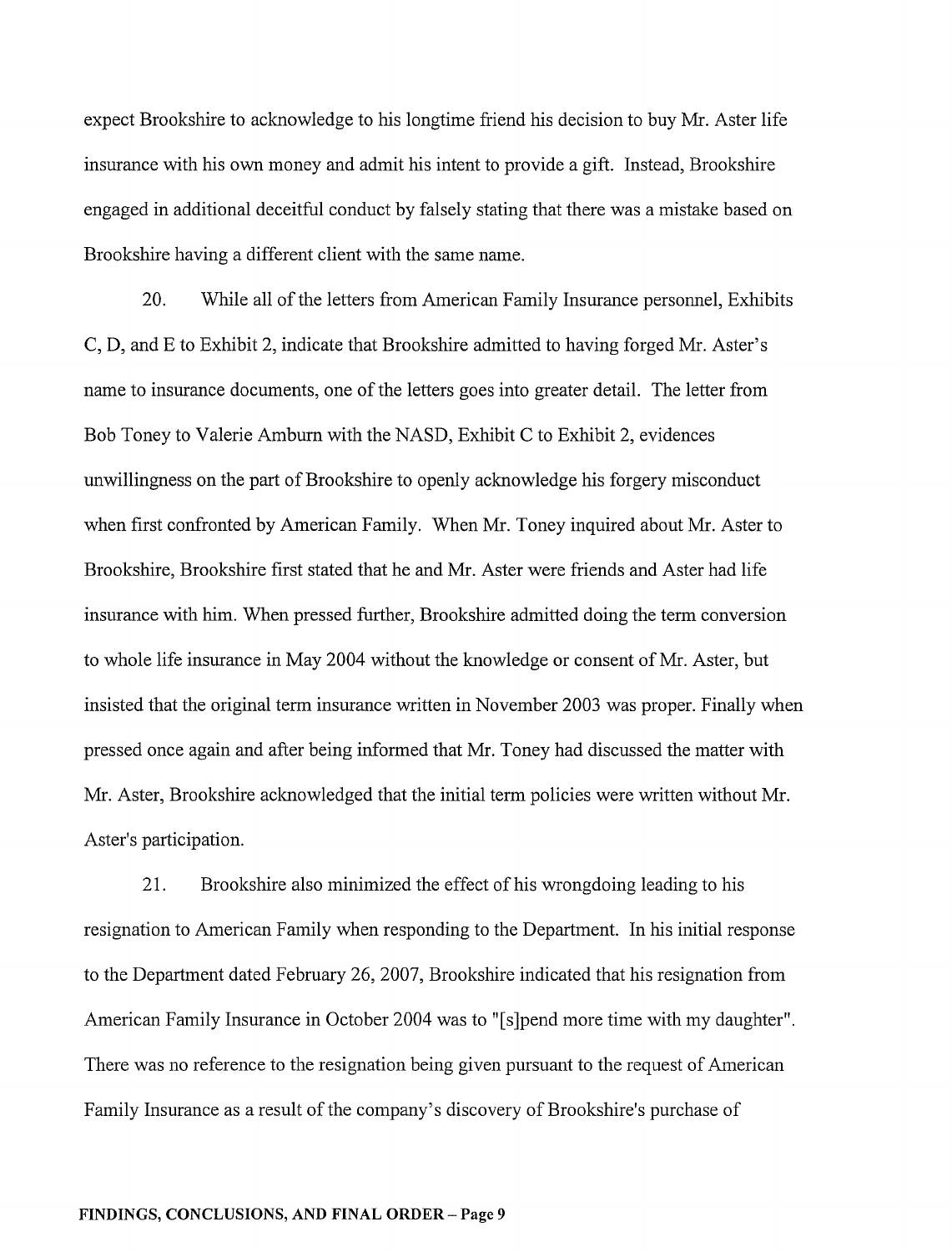expect Brookshire to acknowledge to his longtime friend his decision to buy Mr. Aster life insurance with his own money and admit his intent to provide a gift. Instead, Brookshire engaged in additional deceitful conduct by falsely stating that there was a mistake based on Brookshire having a different client with the same name.

20. While all of the letters from American Family Insurance personnel, Exhibits C, D, and E to Exhibit 2, indicate that Brookshire admitted to having forged Mr. Aster's name to insurance documents, one of the letters goes into greater detail. The letter from Bob Toney to Valerie Amburn with the NASD, Exhibit C to Exhibit 2, evidences unwillingness on the part of Brookshire to openly acknowledge his forgery misconduct when first confronted by American Family. When Mr. Toney inquired about Mr. Aster to Brookshire, Brookshire first stated that he and Mr. Aster were friends and Aster had life insurance with him. When pressed further, Brookshire admitted doing the term conversion to whole life insurance in May 2004 without the knowledge or consent of Mr. Aster, but insisted that the original term insurance written in November 2003 was proper. Finally when pressed once again and after being informed that Mr. Toney had discussed the matter with Mr. Aster, Brookshire acknowledged that the initial term policies were written without Mr. Aster's participation.

21. Brookshire also minimized the effect of his wrongdoing leading to his resignation to American Family when responding to the Department. In his initial response to the Department dated February 26, 2007, Brookshire indicated that his resignation from American Family Insurance in October 2004 was to "[s]pend more time with my daughter". There was no reference to the resignation being given pursuant to the request of American Family Insurance as a result of the company's discovery of Brookshire's purchase of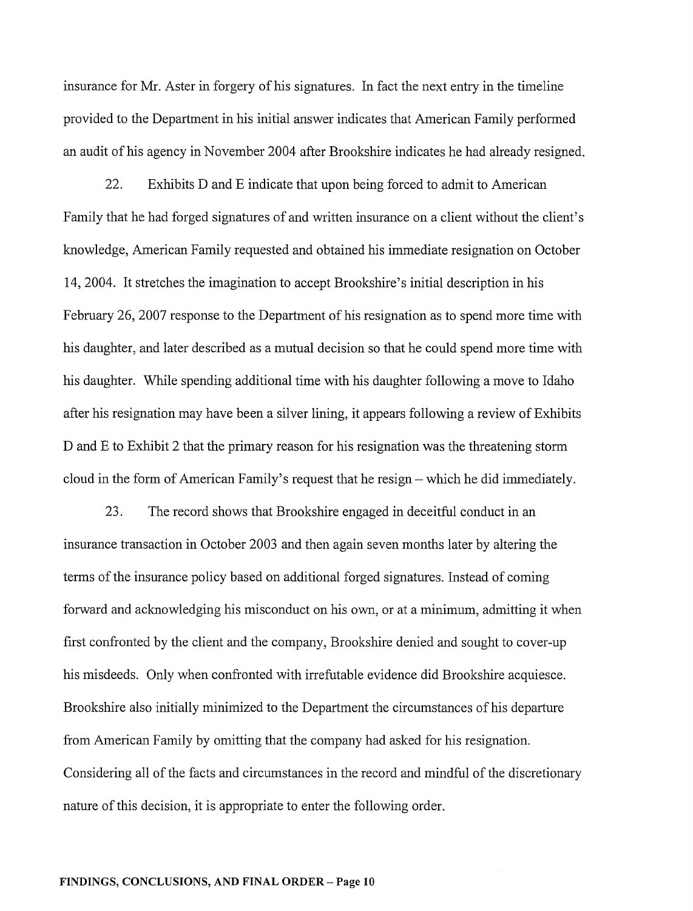insurance for Mr. Aster in forgery of his signatures. In fact the next entry in the timeline provided to the Department in his initial answer indicates that American Family performed an audit of his agency in November 2004 after Brookshire indicates he had already resigned.

22. Exhibits D and E indicate that upon being forced to admit to American Family that he had forged signatures of and written insurance on a client without the client's knowledge, American Family requested and obtained his immediate resignation on October 14, 2004. It stretches the imagination to accept Brookshire's initial description in his February 26, 2007 response to the Department of his resignation as to spend more time with his daughter, and later described as a mutual decision so that he could spend more time with his daughter. While spending additional time with his daughter following a move to Idaho after his resignation may have been a silver lining, it appears following a review of Exhibits D and E to Exhibit 2 that the primary reason for his resignation was the threatening storm cloud in the form of American Family's request that he resign – which he did immediately.

23. The record shows that Brookshire engaged in deceitful conduct in an insurance transaction in October 2003 and then again seven months later by altering the terms of the insurance policy based on additional forged signatures. Instead of coming forward and acknowledging his misconduct on his own, or at a minimum, admitting it when first confronted by the client and the company, Brookshire denied and sought to cover-up his misdeeds. Only when confronted with irrefutable evidence did Brookshire acquiesce. Brookshire also initially minimized to the Department the circumstances of his departure from American Family by omitting that the company had asked for his resignation. Considering all of the facts and circumstances in the record and mindful of the discretionary nature of this decision, it is appropriate to enter the following order.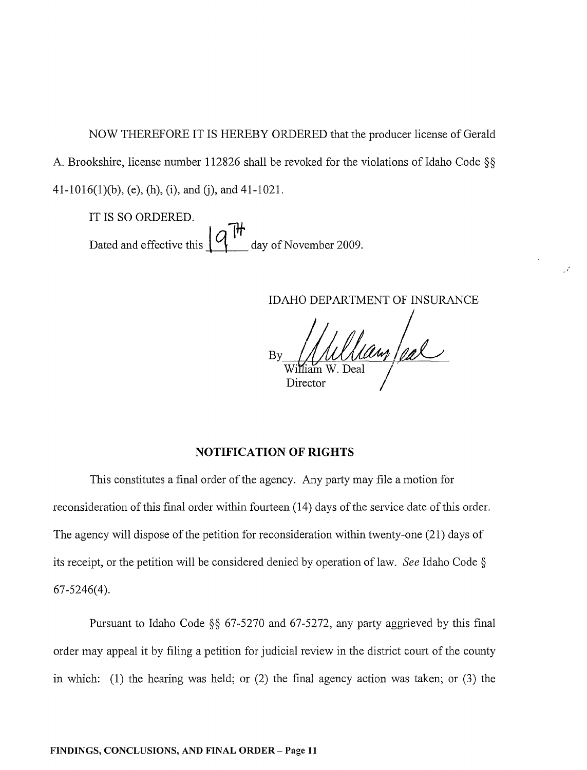NOW THEREFORE IT IS HEREBY ORDERED that the producer license of Gerald A. Brookshire, license number 112826 shall be revoked for the violations of Idaho Code §§ 41-1016(1)(b), (e), (h), (i), and (j), and 41-1021.

IT IS SO ORDERED.

Dated and effective this 19TH day of November 2009.

IDAHO DEPARTMENT OF INSURANCE

By William W. Deal
William W. Deal
Director

**NOTIFICATION OF RIGHTS**

This constitutes a final order of the agency. Any party may file a motion for reconsideration of this final order within fourteen (14) days of the service date of this order. The agency will dispose of the petition for reconsideration within twenty-one (21) days of its receipt, or the petition will be considered denied by operation of law. *See* Idaho Code § 67-5246(4).

Pursuant to Idaho Code §§ 67-5270 and 67-5272, any party aggrieved by this final order may appeal it by filing a petition for judicial review in the district court of the county in which: (1) the hearing was held; or (2) the final agency action was taken; or (3) the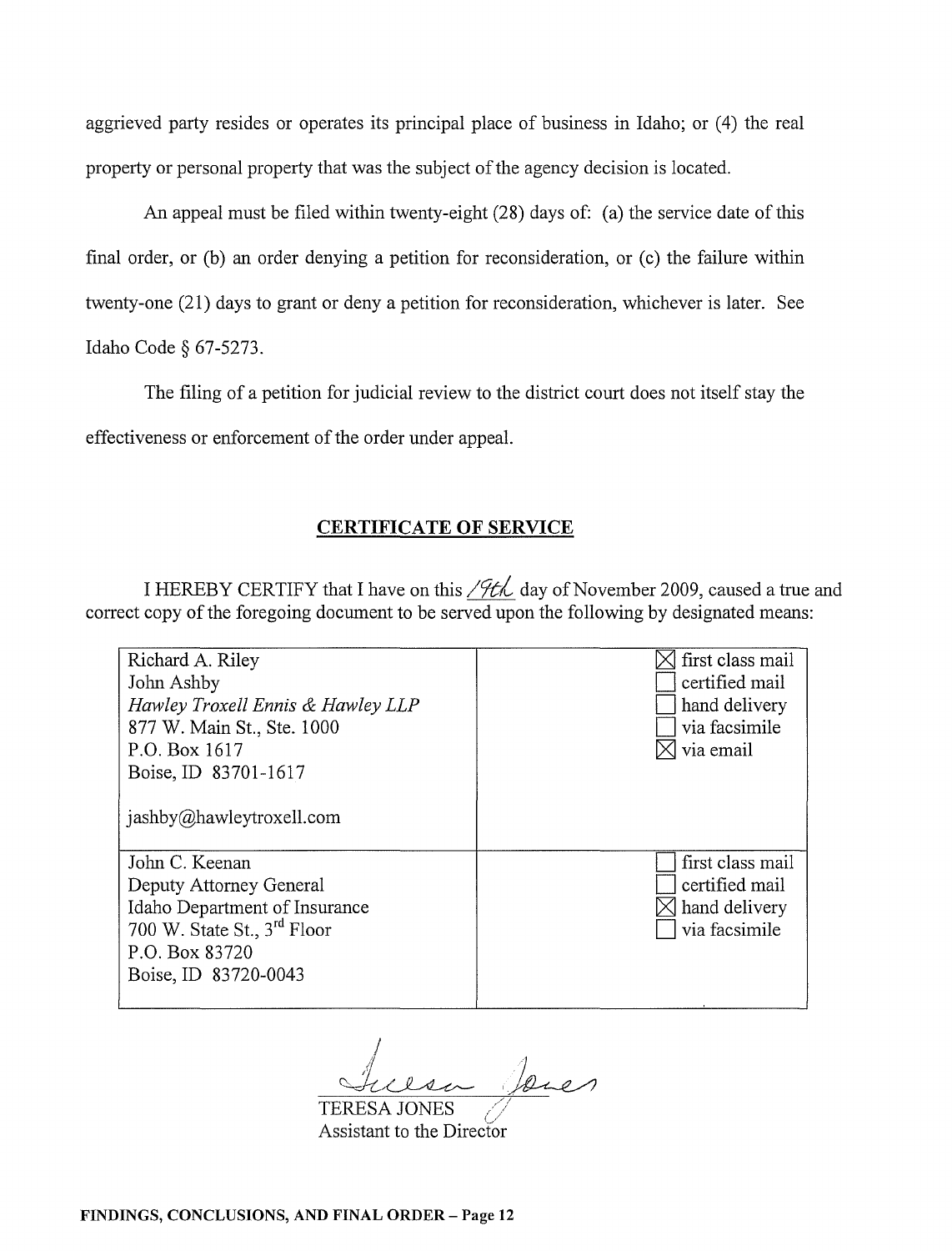aggrieved party resides or operates its principal place of business in Idaho; or (4) the real property or personal property that was the subject of the agency decision is located.

An appeal must be filed within twenty-eight (28) days of: (a) the service date of this final order, or (b) an order denying a petition for reconsideration, or (c) the failure within twenty-one (21) days to grant or deny a petition for reconsideration, whichever is later. See Idaho Code § 67-5273.

The filing of a petition for judicial review to the district court does not itself stay the effectiveness or enforcement of the order under appeal.

## CERTIFICATE OF SERVICE

I HEREBY CERTIFY that I have on this 19th day of November 2009, caused a true and correct copy of the foregoing document to be served upon the following by designated means:

| | |
|---|---|
| Richard A. Riley<br>John Ashby<br>*Hawley Troxell Ennis & Hawley LLP*<br>877 W. Main St., Ste. 1000<br>P.O. Box 1617<br>Boise, ID 83701-1617<br><br>jashby@hawleytroxell.com | ☒ first class mail<br>☐ certified mail<br>☐ hand delivery<br>☐ via facsimile<br>☒ via email |
| John C. Keenan<br>Deputy Attorney General<br>Idaho Department of Insurance<br>700 W. State St., 3rd Floor<br>P.O. Box 83720<br>Boise, ID 83720-0043 | ☐ first class mail<br>☐ certified mail<br>☒ hand delivery<br>☐ via facsimile |

Teresa Jones

TERESA JONES
Assistant to the Director

**FINDINGS, CONCLUSIONS, AND FINAL ORDER – Page 12**